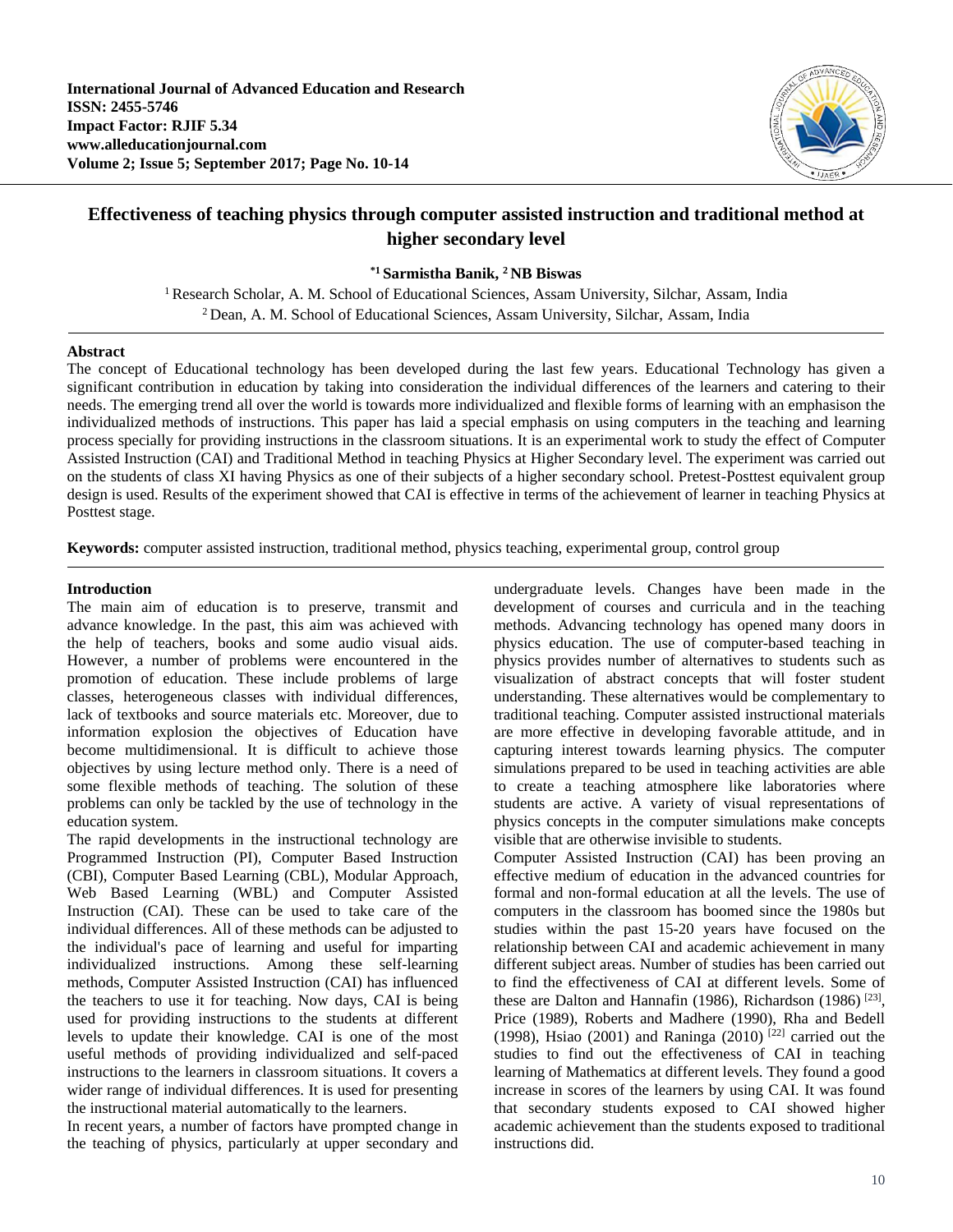# Effectiveness of teaching physics through computer assisted instruction and traditional method at higher secondary level

**[*1] Sarmistha Banik, [2] NB Biswas**

[1] Research Scholar, A. M. School of Educational Sciences, Assam University, Silchar, Assam, India
[2] Dean, A. M. School of Educational Sciences, Assam University, Silchar, Assam, India

## Abstract

The concept of Educational technology has been developed during the last few years. Educational Technology has given a significant contribution in education by taking into consideration the individual differences of the learners and catering to their needs. The emerging trend all over the world is towards more individualized and flexible forms of learning with an emphasison the individualized methods of instructions. This paper has laid a special emphasis on using computers in the teaching and learning process specially for providing instructions in the classroom situations. It is an experimental work to study the effect of Computer Assisted Instruction (CAI) and Traditional Method in teaching Physics at Higher Secondary level. The experiment was carried out on the students of class XI having Physics as one of their subjects of a higher secondary school. Pretest-Posttest equivalent group design is used. Results of the experiment showed that CAI is effective in terms of the achievement of learner in teaching Physics at Posttest stage.

**Keywords:** computer assisted instruction, traditional method, physics teaching, experimental group, control group

## Introduction

The main aim of education is to preserve, transmit and advance knowledge. In the past, this aim was achieved with the help of teachers, books and some audio visual aids. However, a number of problems were encountered in the promotion of education. These include problems of large classes, heterogeneous classes with individual differences, lack of textbooks and source materials etc. Moreover, due to information explosion the objectives of Education have become multidimensional. It is difficult to achieve those objectives by using lecture method only. There is a need of some flexible methods of teaching. The solution of these problems can only be tackled by the use of technology in the education system.

The rapid developments in the instructional technology are Programmed Instruction (PI), Computer Based Instruction (CBI), Computer Based Learning (CBL), Modular Approach, Web Based Learning (WBL) and Computer Assisted Instruction (CAI). These can be used to take care of the individual differences. All of these methods can be adjusted to the individual's pace of learning and useful for imparting individualized instructions. Among these self-learning methods, Computer Assisted Instruction (CAI) has influenced the teachers to use it for teaching. Now days, CAI is being used for providing instructions to the students at different levels to update their knowledge. CAI is one of the most useful methods of providing individualized and self-paced instructions to the learners in classroom situations. It covers a wider range of individual differences. It is used for presenting the instructional material automatically to the learners.

In recent years, a number of factors have prompted change in the teaching of physics, particularly at upper secondary and undergraduate levels. Changes have been made in the development of courses and curricula and in the teaching methods. Advancing technology has opened many doors in physics education. The use of computer-based teaching in physics provides number of alternatives to students such as visualization of abstract concepts that will foster student understanding. These alternatives would be complementary to traditional teaching. Computer assisted instructional materials are more effective in developing favorable attitude, and in capturing interest towards learning physics. The computer simulations prepared to be used in teaching activities are able to create a teaching atmosphere like laboratories where students are active. A variety of visual representations of physics concepts in the computer simulations make concepts visible that are otherwise invisible to students.

Computer Assisted Instruction (CAI) has been proving an effective medium of education in the advanced countries for formal and non-formal education at all the levels. The use of computers in the classroom has boomed since the 1980s but studies within the past 15-20 years have focused on the relationship between CAI and academic achievement in many different subject areas. Number of studies has been carried out to find the effectiveness of CAI at different levels. Some of these are Dalton and Hannafin (1986), Richardson (1986) [23], Price (1989), Roberts and Madhere (1990), Rha and Bedell (1998), Hsiao (2001) and Raninga (2010) [22] carried out the studies to find out the effectiveness of CAI in teaching learning of Mathematics at different levels. They found a good increase in scores of the learners by using CAI. It was found that secondary students exposed to CAI showed higher academic achievement than the students exposed to traditional instructions did.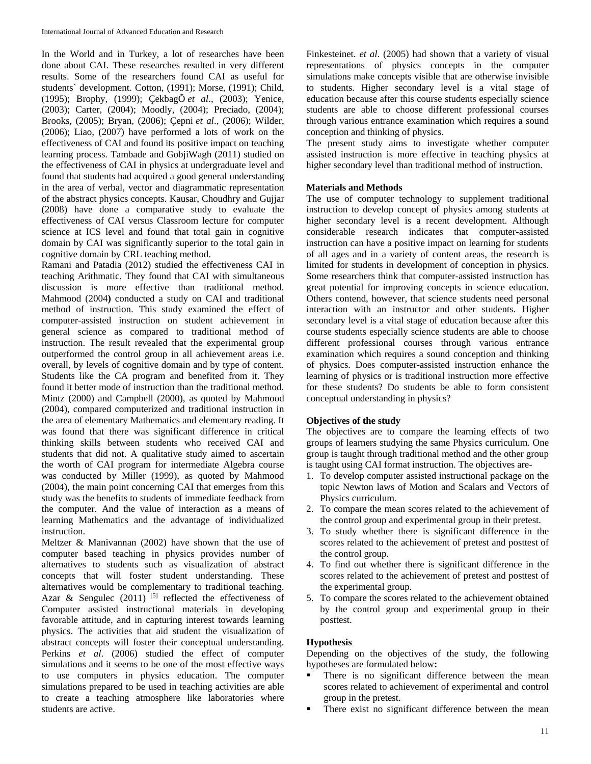In the World and in Turkey, a lot of researches have been done about CAI. These researches resulted in very different results. Some of the researchers found CAI as useful for students` development. Cotton, (1991); Morse, (1991); Child, (1995); Brophy, (1999); ÇekbagÕ *et al*., (2003); Yenice, (2003); Carter, (2004); Moodly, (2004); Preciado, (2004); Brooks, (2005); Bryan, (2006); Çepni *et al*., (2006); Wilder, (2006); Liao, (2007) have performed a lots of work on the effectiveness of CAI and found its positive impact on teaching learning process. Tambade and GobjiWagh (2011) studied on the effectiveness of CAI in physics at undergraduate level and found that students had acquired a good general understanding in the area of verbal, vector and diagrammatic representation of the abstract physics concepts. Kausar, Choudhry and Gujjar (2008) have done a comparative study to evaluate the effectiveness of CAI versus Classroom lecture for computer science at ICS level and found that total gain in cognitive domain by CAI was significantly superior to the total gain in cognitive domain by CRL teaching method.

Ramani and Patadia (2012) studied the effectiveness CAI in teaching Arithmatic. They found that CAI with simultaneous discussion is more effective than traditional method. Mahmood (2004**)** conducted a study on CAI and traditional method of instruction. This study examined the effect of computer-assisted instruction on student achievement in general science as compared to traditional method of instruction. The result revealed that the experimental group outperformed the control group in all achievement areas i.e. overall, by levels of cognitive domain and by type of content. Students like the CA program and benefited from it. They found it better mode of instruction than the traditional method. Mintz (2000) and Campbell (2000), as quoted by Mahmood (2004), compared computerized and traditional instruction in the area of elementary Mathematics and elementary reading. It was found that there was significant difference in critical thinking skills between students who received CAI and students that did not. A qualitative study aimed to ascertain the worth of CAI program for intermediate Algebra course was conducted by Miller (1999), as quoted by Mahmood (2004), the main point concerning CAI that emerges from this study was the benefits to students of immediate feedback from the computer. And the value of interaction as a means of learning Mathematics and the advantage of individualized instruction.

Meltzer & Manivannan (2002) have shown that the use of computer based teaching in physics provides number of alternatives to students such as visualization of abstract concepts that will foster student understanding. These alternatives would be complementary to traditional teaching. Azar & Sengulec (2011) [5] reflected the effectiveness of Computer assisted instructional materials in developing favorable attitude, and in capturing interest towards learning physics. The activities that aid student the visualization of abstract concepts will foster their conceptual understanding. Perkins *et al*. (2006) studied the effect of computer simulations and it seems to be one of the most effective ways to use computers in physics education. The computer simulations prepared to be used in teaching activities are able to create a teaching atmosphere like laboratories where students are active.

Finkesteinet. *et al*. (2005) had shown that a variety of visual representations of physics concepts in the computer simulations make concepts visible that are otherwise invisible to students. Higher secondary level is a vital stage of education because after this course students especially science students are able to choose different professional courses through various entrance examination which requires a sound conception and thinking of physics.

The present study aims to investigate whether computer assisted instruction is more effective in teaching physics at higher secondary level than traditional method of instruction.

## Materials and Methods

The use of computer technology to supplement traditional instruction to develop concept of physics among students at higher secondary level is a recent development. Although considerable research indicates that computer-assisted instruction can have a positive impact on learning for students of all ages and in a variety of content areas, the research is limited for students in development of conception in physics. Some researchers think that computer-assisted instruction has great potential for improving concepts in science education. Others contend, however, that science students need personal interaction with an instructor and other students. Higher secondary level is a vital stage of education because after this course students especially science students are able to choose different professional courses through various entrance examination which requires a sound conception and thinking of physics. Does computer-assisted instruction enhance the learning of physics or is traditional instruction more effective for these students? Do students be able to form consistent conceptual understanding in physics?

## Objectives of the study

The objectives are to compare the learning effects of two groups of learners studying the same Physics curriculum. One group is taught through traditional method and the other group is taught using CAI format instruction. The objectives are-

1. To develop computer assisted instructional package on the topic Newton laws of Motion and Scalars and Vectors of Physics curriculum.
2. To compare the mean scores related to the achievement of the control group and experimental group in their pretest.
3. To study whether there is significant difference in the scores related to the achievement of pretest and posttest of the control group.
4. To find out whether there is significant difference in the scores related to the achievement of pretest and posttest of the experimental group.
5. To compare the scores related to the achievement obtained by the control group and experimental group in their posttest.

## Hypothesis

Depending on the objectives of the study, the following hypotheses are formulated below**:**

- There is no significant difference between the mean scores related to achievement of experimental and control group in the pretest.
- There exist no significant difference between the mean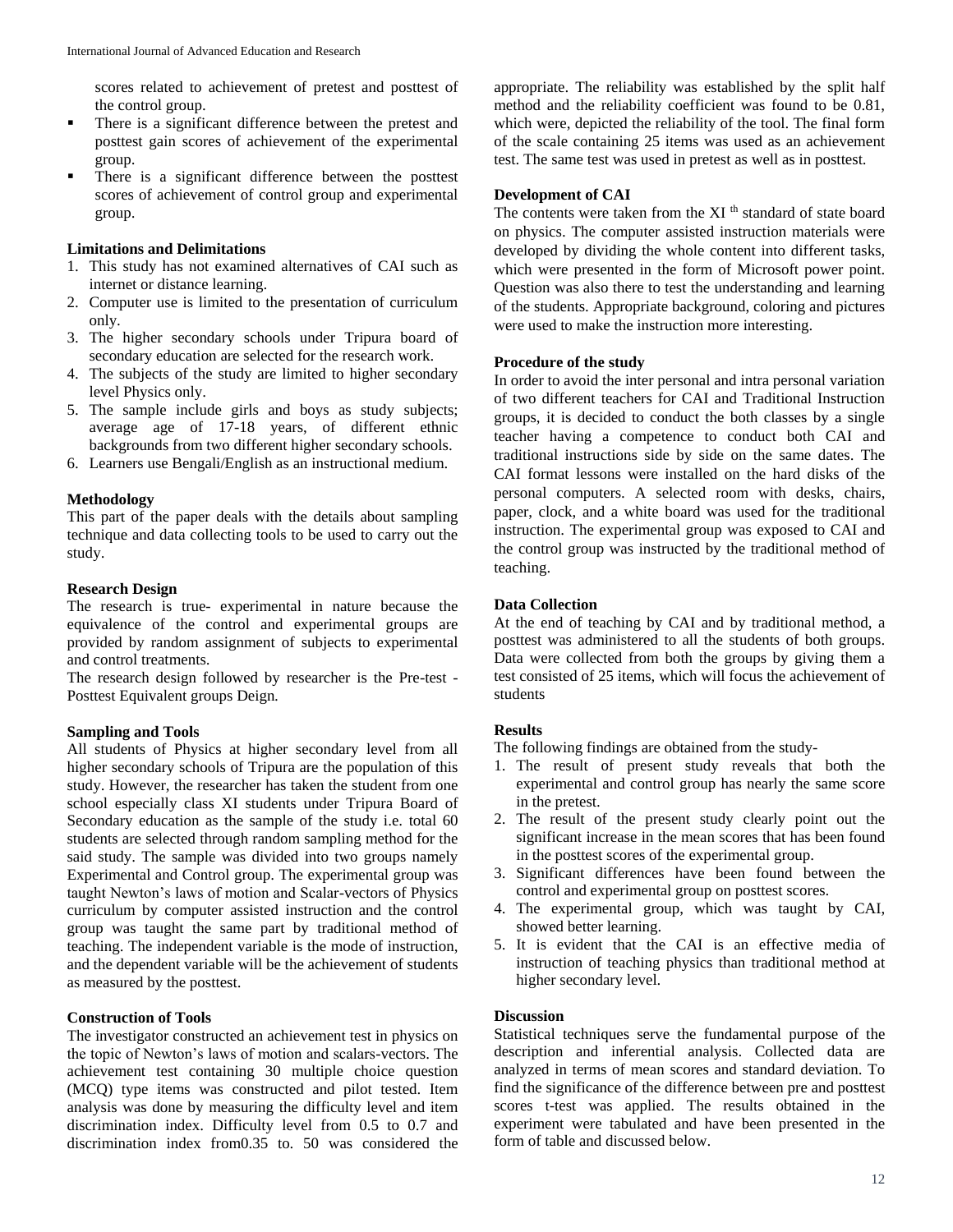scores related to achievement of pretest and posttest of the control group.

- There is a significant difference between the pretest and posttest gain scores of achievement of the experimental group.
- There is a significant difference between the posttest scores of achievement of control group and experimental group.

### Limitations and Delimitations

1. This study has not examined alternatives of CAI such as internet or distance learning.
2. Computer use is limited to the presentation of curriculum only.
3. The higher secondary schools under Tripura board of secondary education are selected for the research work.
4. The subjects of the study are limited to higher secondary level Physics only.
5. The sample include girls and boys as study subjects; average age of 17-18 years, of different ethnic backgrounds from two different higher secondary schools.
6. Learners use Bengali/English as an instructional medium.

### Methodology

This part of the paper deals with the details about sampling technique and data collecting tools to be used to carry out the study.

### Research Design

The research is true- experimental in nature because the equivalence of the control and experimental groups are provided by random assignment of subjects to experimental and control treatments.

The research design followed by researcher is the Pre-test - Posttest Equivalent groups Deign.

### Sampling and Tools

All students of Physics at higher secondary level from all higher secondary schools of Tripura are the population of this study. However, the researcher has taken the student from one school especially class XI students under Tripura Board of Secondary education as the sample of the study i.e. total 60 students are selected through random sampling method for the said study. The sample was divided into two groups namely Experimental and Control group. The experimental group was taught Newton's laws of motion and Scalar-vectors of Physics curriculum by computer assisted instruction and the control group was taught the same part by traditional method of teaching. The independent variable is the mode of instruction, and the dependent variable will be the achievement of students as measured by the posttest.

### Construction of Tools

The investigator constructed an achievement test in physics on the topic of Newton's laws of motion and scalars-vectors. The achievement test containing 30 multiple choice question (MCQ) type items was constructed and pilot tested. Item analysis was done by measuring the difficulty level and item discrimination index. Difficulty level from 0.5 to 0.7 and discrimination index from0.35 to. 50 was considered the appropriate. The reliability was established by the split half method and the reliability coefficient was found to be 0.81, which were, depicted the reliability of the tool. The final form of the scale containing 25 items was used as an achievement test. The same test was used in pretest as well as in posttest.

### Development of CAI

The contents were taken from the XI [th] standard of state board on physics. The computer assisted instruction materials were developed by dividing the whole content into different tasks, which were presented in the form of Microsoft power point. Question was also there to test the understanding and learning of the students. Appropriate background, coloring and pictures were used to make the instruction more interesting.

### Procedure of the study

In order to avoid the inter personal and intra personal variation of two different teachers for CAI and Traditional Instruction groups, it is decided to conduct the both classes by a single teacher having a competence to conduct both CAI and traditional instructions side by side on the same dates. The CAI format lessons were installed on the hard disks of the personal computers. A selected room with desks, chairs, paper, clock, and a white board was used for the traditional instruction. The experimental group was exposed to CAI and the control group was instructed by the traditional method of teaching.

### Data Collection

At the end of teaching by CAI and by traditional method, a posttest was administered to all the students of both groups. Data were collected from both the groups by giving them a test consisted of 25 items, which will focus the achievement of students

### Results

The following findings are obtained from the study-

1. The result of present study reveals that both the experimental and control group has nearly the same score in the pretest.
2. The result of the present study clearly point out the significant increase in the mean scores that has been found in the posttest scores of the experimental group.
3. Significant differences have been found between the control and experimental group on posttest scores.
4. The experimental group, which was taught by CAI, showed better learning.
5. It is evident that the CAI is an effective media of instruction of teaching physics than traditional method at higher secondary level.

### Discussion

Statistical techniques serve the fundamental purpose of the description and inferential analysis. Collected data are analyzed in terms of mean scores and standard deviation. To find the significance of the difference between pre and posttest scores t-test was applied. The results obtained in the experiment were tabulated and have been presented in the form of table and discussed below.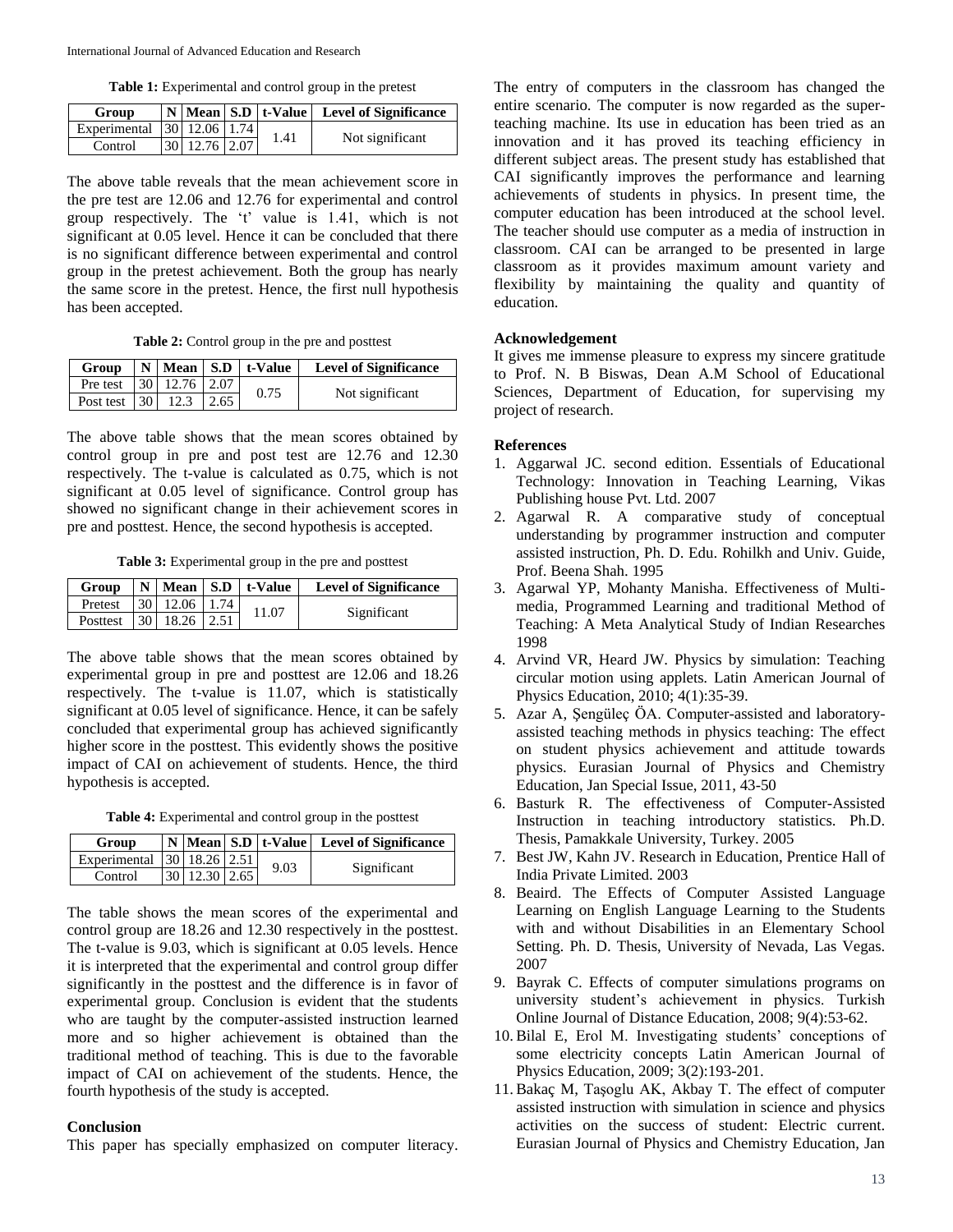**Table 1:** Experimental and control group in the pretest

| Group | N | Mean | S.D | t-Value | Level of Significance |
|---|---|---|---|---|---|
| Experimental | 30 | 12.06 | 1.74 | 1.41 | Not significant |
| Control | 30 | 12.76 | 2.07 | | |

The above table reveals that the mean achievement score in the pre test are 12.06 and 12.76 for experimental and control group respectively. The 't' value is 1.41, which is not significant at 0.05 level. Hence it can be concluded that there is no significant difference between experimental and control group in the pretest achievement. Both the group has nearly the same score in the pretest. Hence, the first null hypothesis has been accepted.

**Table 2:** Control group in the pre and posttest

| Group | N | Mean | S.D | t-Value | Level of Significance |
|---|---|---|---|---|---|
| Pre test | 30 | 12.76 | 2.07 | 0.75 | Not significant |
| Post test | 30 | 12.3 | 2.65 | | |

The above table shows that the mean scores obtained by control group in pre and post test are 12.76 and 12.30 respectively. The t-value is calculated as 0.75, which is not significant at 0.05 level of significance. Control group has showed no significant change in their achievement scores in pre and posttest. Hence, the second hypothesis is accepted.

**Table 3:** Experimental group in the pre and posttest

| Group | N | Mean | S.D | t-Value | Level of Significance |
|---|---|---|---|---|---|
| Pretest | 30 | 12.06 | 1.74 | 11.07 | Significant |
| Posttest | 30 | 18.26 | 2.51 | | |

The above table shows that the mean scores obtained by experimental group in pre and posttest are 12.06 and 18.26 respectively. The t-value is 11.07, which is statistically significant at 0.05 level of significance. Hence, it can be safely concluded that experimental group has achieved significantly higher score in the posttest. This evidently shows the positive impact of CAI on achievement of students. Hence, the third hypothesis is accepted.

**Table 4:** Experimental and control group in the posttest

| Group | N | Mean | S.D | t-Value | Level of Significance |
|---|---|---|---|---|---|
| Experimental | 30 | 18.26 | 2.51 | 9.03 | Significant |
| Control | 30 | 12.30 | 2.65 | | |

The table shows the mean scores of the experimental and control group are 18.26 and 12.30 respectively in the posttest. The t-value is 9.03, which is significant at 0.05 levels. Hence it is interpreted that the experimental and control group differ significantly in the posttest and the difference is in favor of experimental group. Conclusion is evident that the students who are taught by the computer-assisted instruction learned more and so higher achievement is obtained than the traditional method of teaching. This is due to the favorable impact of CAI on achievement of the students. Hence, the fourth hypothesis of the study is accepted.

## Conclusion

This paper has specially emphasized on computer literacy. The entry of computers in the classroom has changed the entire scenario. The computer is now regarded as the super-teaching machine. Its use in education has been tried as an innovation and it has proved its teaching efficiency in different subject areas. The present study has established that CAI significantly improves the performance and learning achievements of students in physics. In present time, the computer education has been introduced at the school level. The teacher should use computer as a media of instruction in classroom. CAI can be arranged to be presented in large classroom as it provides maximum amount variety and flexibility by maintaining the quality and quantity of education.

## Acknowledgement

It gives me immense pleasure to express my sincere gratitude to Prof. N. B Biswas, Dean A.M School of Educational Sciences, Department of Education, for supervising my project of research.

## References

1. Aggarwal JC. second edition. Essentials of Educational Technology: Innovation in Teaching Learning, Vikas Publishing house Pvt. Ltd. 2007
2. Agarwal R. A comparative study of conceptual understanding by programmer instruction and computer assisted instruction, Ph. D. Edu. Rohilkh and Univ. Guide, Prof. Beena Shah. 1995
3. Agarwal YP, Mohanty Manisha. Effectiveness of Multi-media, Programmed Learning and traditional Method of Teaching: A Meta Analytical Study of Indian Researches 1998
4. Arvind VR, Heard JW. Physics by simulation: Teaching circular motion using applets. Latin American Journal of Physics Education, 2010; 4(1):35-39.
5. Azar A, Şengüleç ÖA. Computer-assisted and laboratory-assisted teaching methods in physics teaching: The effect on student physics achievement and attitude towards physics. Eurasian Journal of Physics and Chemistry Education, Jan Special Issue, 2011, 43-50
6. Basturk R. The effectiveness of Computer-Assisted Instruction in teaching introductory statistics. Ph.D. Thesis, Pamakkale University, Turkey. 2005
7. Best JW, Kahn JV. Research in Education, Prentice Hall of India Private Limited. 2003
8. Beaird. The Effects of Computer Assisted Language Learning on English Language Learning to the Students with and without Disabilities in an Elementary School Setting. Ph. D. Thesis, University of Nevada, Las Vegas. 2007
9. Bayrak C. Effects of computer simulations programs on university student's achievement in physics. Turkish Online Journal of Distance Education, 2008; 9(4):53-62.
10. Bilal E, Erol M. Investigating students' conceptions of some electricity concepts Latin American Journal of Physics Education, 2009; 3(2):193-201.
11. Bakaç M, Taşoglu AK, Akbay T. The effect of computer assisted instruction with simulation in science and physics activities on the success of student: Electric current. Eurasian Journal of Physics and Chemistry Education, Jan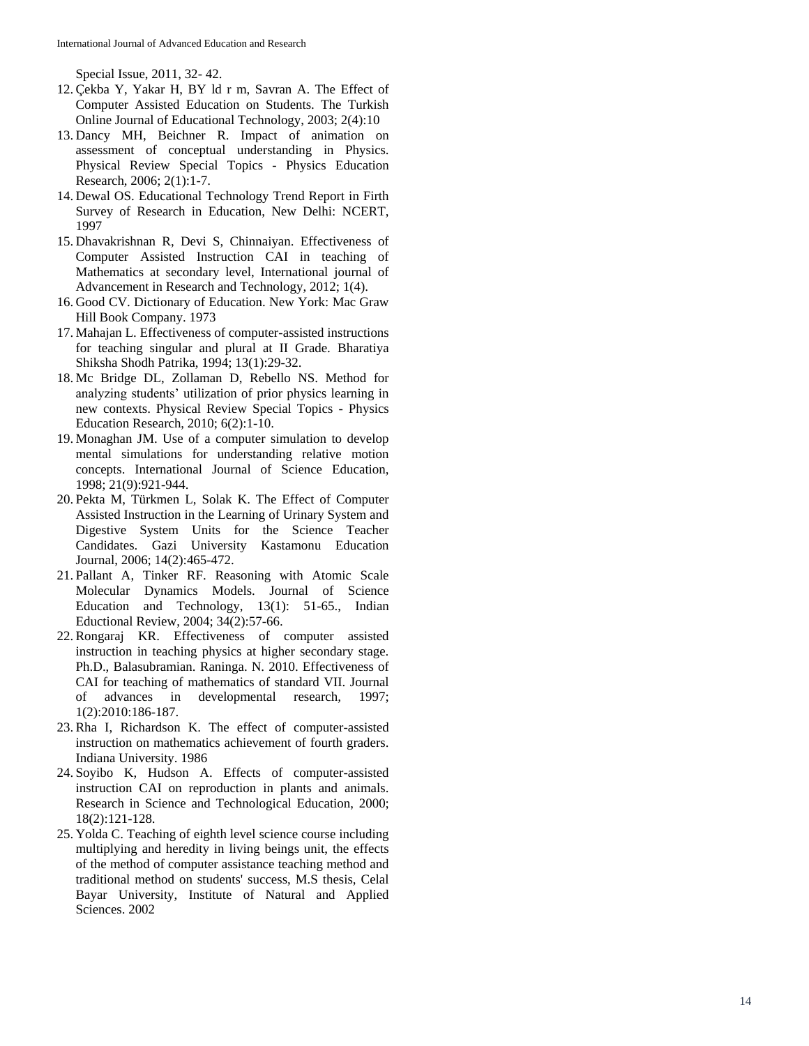Special Issue, 2011, 32- 42.

12. Çekba Y, Yakar H, BY ld r m, Savran A. The Effect of Computer Assisted Education on Students. The Turkish Online Journal of Educational Technology, 2003; 2(4):10
13. Dancy MH, Beichner R. Impact of animation on assessment of conceptual understanding in Physics. Physical Review Special Topics - Physics Education Research, 2006; 2(1):1-7.
14. Dewal OS. Educational Technology Trend Report in Firth Survey of Research in Education, New Delhi: NCERT, 1997
15. Dhavakrishnan R, Devi S, Chinnaiyan. Effectiveness of Computer Assisted Instruction CAI in teaching of Mathematics at secondary level, International journal of Advancement in Research and Technology, 2012; 1(4).
16. Good CV. Dictionary of Education. New York: Mac Graw Hill Book Company. 1973
17. Mahajan L. Effectiveness of computer-assisted instructions for teaching singular and plural at II Grade. Bharatiya Shiksha Shodh Patrika, 1994; 13(1):29-32.
18. Mc Bridge DL, Zollaman D, Rebello NS. Method for analyzing students' utilization of prior physics learning in new contexts. Physical Review Special Topics - Physics Education Research, 2010; 6(2):1-10.
19. Monaghan JM. Use of a computer simulation to develop mental simulations for understanding relative motion concepts. International Journal of Science Education, 1998; 21(9):921-944.
20. Pekta M, Türkmen L, Solak K. The Effect of Computer Assisted Instruction in the Learning of Urinary System and Digestive System Units for the Science Teacher Candidates. Gazi University Kastamonu Education Journal, 2006; 14(2):465-472.
21. Pallant A, Tinker RF. Reasoning with Atomic Scale Molecular Dynamics Models. Journal of Science Education and Technology, 13(1): 51-65., Indian Eductional Review, 2004; 34(2):57-66.
22. Rongaraj KR. Effectiveness of computer assisted instruction in teaching physics at higher secondary stage. Ph.D., Balasubramian. Raninga. N. 2010. Effectiveness of CAI for teaching of mathematics of standard VII. Journal of advances in developmental research, 1997; 1(2):2010:186-187.
23. Rha I, Richardson K. The effect of computer-assisted instruction on mathematics achievement of fourth graders. Indiana University. 1986
24. Soyibo K, Hudson A. Effects of computer-assisted instruction CAI on reproduction in plants and animals. Research in Science and Technological Education, 2000; 18(2):121-128.
25. Yolda C. Teaching of eighth level science course including multiplying and heredity in living beings unit, the effects of the method of computer assistance teaching method and traditional method on students' success, M.S thesis, Celal Bayar University, Institute of Natural and Applied Sciences. 2002